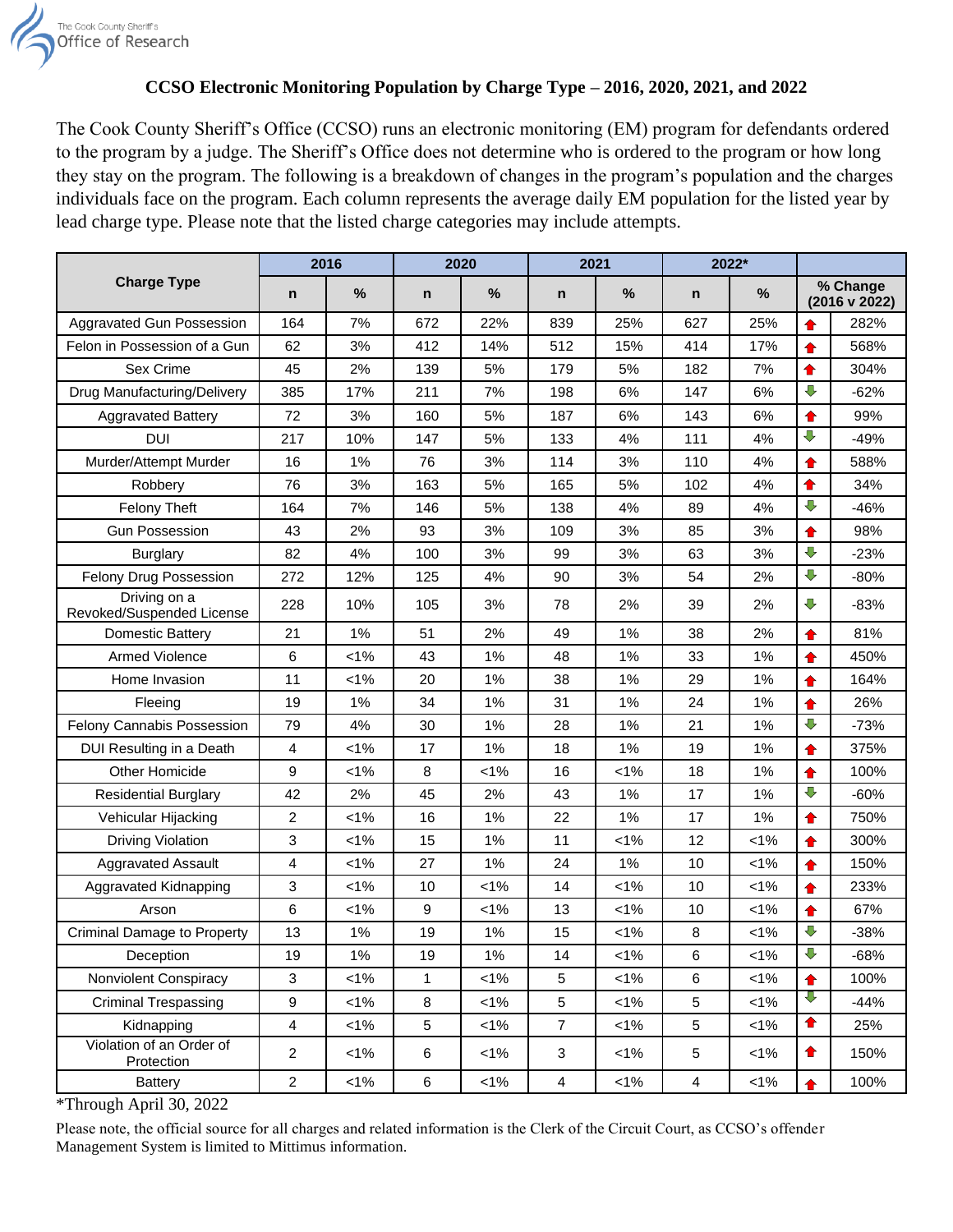The Cook County Sheriff's Office of Research

## CCSO Electronic Monitoring Population by Charge Type – 2016, 2020, 2021, and 2022

The Cook County Sheriff's Office (CCSO) runs an electronic monitoring (EM) program for defendants ordered to the program by a judge. The Sheriff's Office does not determine who is ordered to the program or how long they stay on the program. The following is a breakdown of changes in the program's population and the charges individuals face on the program. Each column represents the average daily EM population for the listed year by lead charge type. Please note that the listed charge categories may include attempts.

| Charge Type | 2016 | | 2020 | | 2021 | | 2022* | | % Change (2016 v 2022) | |
|---|---|---|---|---|---|---|---|---|---|---|
| | n | % | n | % | n | % | n | % | | |
| Aggravated Gun Possession | 164 | 7% | 672 | 22% | 839 | 25% | 627 | 25% | ↑ | 282% |
| Felon in Possession of a Gun | 62 | 3% | 412 | 14% | 512 | 15% | 414 | 17% | ↑ | 568% |
| Sex Crime | 45 | 2% | 139 | 5% | 179 | 5% | 182 | 7% | ↑ | 304% |
| Drug Manufacturing/Delivery | 385 | 17% | 211 | 7% | 198 | 6% | 147 | 6% | ↓ | -62% |
| Aggravated Battery | 72 | 3% | 160 | 5% | 187 | 6% | 143 | 6% | ↑ | 99% |
| DUI | 217 | 10% | 147 | 5% | 133 | 4% | 111 | 4% | ↓ | -49% |
| Murder/Attempt Murder | 16 | 1% | 76 | 3% | 114 | 3% | 110 | 4% | ↑ | 588% |
| Robbery | 76 | 3% | 163 | 5% | 165 | 5% | 102 | 4% | ↑ | 34% |
| Felony Theft | 164 | 7% | 146 | 5% | 138 | 4% | 89 | 4% | ↓ | -46% |
| Gun Possession | 43 | 2% | 93 | 3% | 109 | 3% | 85 | 3% | ↑ | 98% |
| Burglary | 82 | 4% | 100 | 3% | 99 | 3% | 63 | 3% | ↓ | -23% |
| Felony Drug Possession | 272 | 12% | 125 | 4% | 90 | 3% | 54 | 2% | ↓ | -80% |
| Driving on a Revoked/Suspended License | 228 | 10% | 105 | 3% | 78 | 2% | 39 | 2% | ↓ | -83% |
| Domestic Battery | 21 | 1% | 51 | 2% | 49 | 1% | 38 | 2% | ↑ | 81% |
| Armed Violence | 6 | <1% | 43 | 1% | 48 | 1% | 33 | 1% | ↑ | 450% |
| Home Invasion | 11 | <1% | 20 | 1% | 38 | 1% | 29 | 1% | ↑ | 164% |
| Fleeing | 19 | 1% | 34 | 1% | 31 | 1% | 24 | 1% | ↑ | 26% |
| Felony Cannabis Possession | 79 | 4% | 30 | 1% | 28 | 1% | 21 | 1% | ↓ | -73% |
| DUI Resulting in a Death | 4 | <1% | 17 | 1% | 18 | 1% | 19 | 1% | ↑ | 375% |
| Other Homicide | 9 | <1% | 8 | <1% | 16 | <1% | 18 | 1% | ↑ | 100% |
| Residential Burglary | 42 | 2% | 45 | 2% | 43 | 1% | 17 | 1% | ↓ | -60% |
| Vehicular Hijacking | 2 | <1% | 16 | 1% | 22 | 1% | 17 | 1% | ↑ | 750% |
| Driving Violation | 3 | <1% | 15 | 1% | 11 | <1% | 12 | <1% | ↑ | 300% |
| Aggravated Assault | 4 | <1% | 27 | 1% | 24 | 1% | 10 | <1% | ↑ | 150% |
| Aggravated Kidnapping | 3 | <1% | 10 | <1% | 14 | <1% | 10 | <1% | ↑ | 233% |
| Arson | 6 | <1% | 9 | <1% | 13 | <1% | 10 | <1% | ↑ | 67% |
| Criminal Damage to Property | 13 | 1% | 19 | 1% | 15 | <1% | 8 | <1% | ↓ | -38% |
| Deception | 19 | 1% | 19 | 1% | 14 | <1% | 6 | <1% | ↓ | -68% |
| Nonviolent Conspiracy | 3 | <1% | 1 | <1% | 5 | <1% | 6 | <1% | ↑ | 100% |
| Criminal Trespassing | 9 | <1% | 8 | <1% | 5 | <1% | 5 | <1% | ↓ | -44% |
| Kidnapping | 4 | <1% | 5 | <1% | 7 | <1% | 5 | <1% | ↑ | 25% |
| Violation of an Order of Protection | 2 | <1% | 6 | <1% | 3 | <1% | 5 | <1% | ↑ | 150% |
| Battery | 2 | <1% | 6 | <1% | 4 | <1% | 4 | <1% | ↑ | 100% |

*Through April 30, 2022

Please note, the official source for all charges and related information is the Clerk of the Circuit Court, as CCSO's offender Management System is limited to Mittimus information.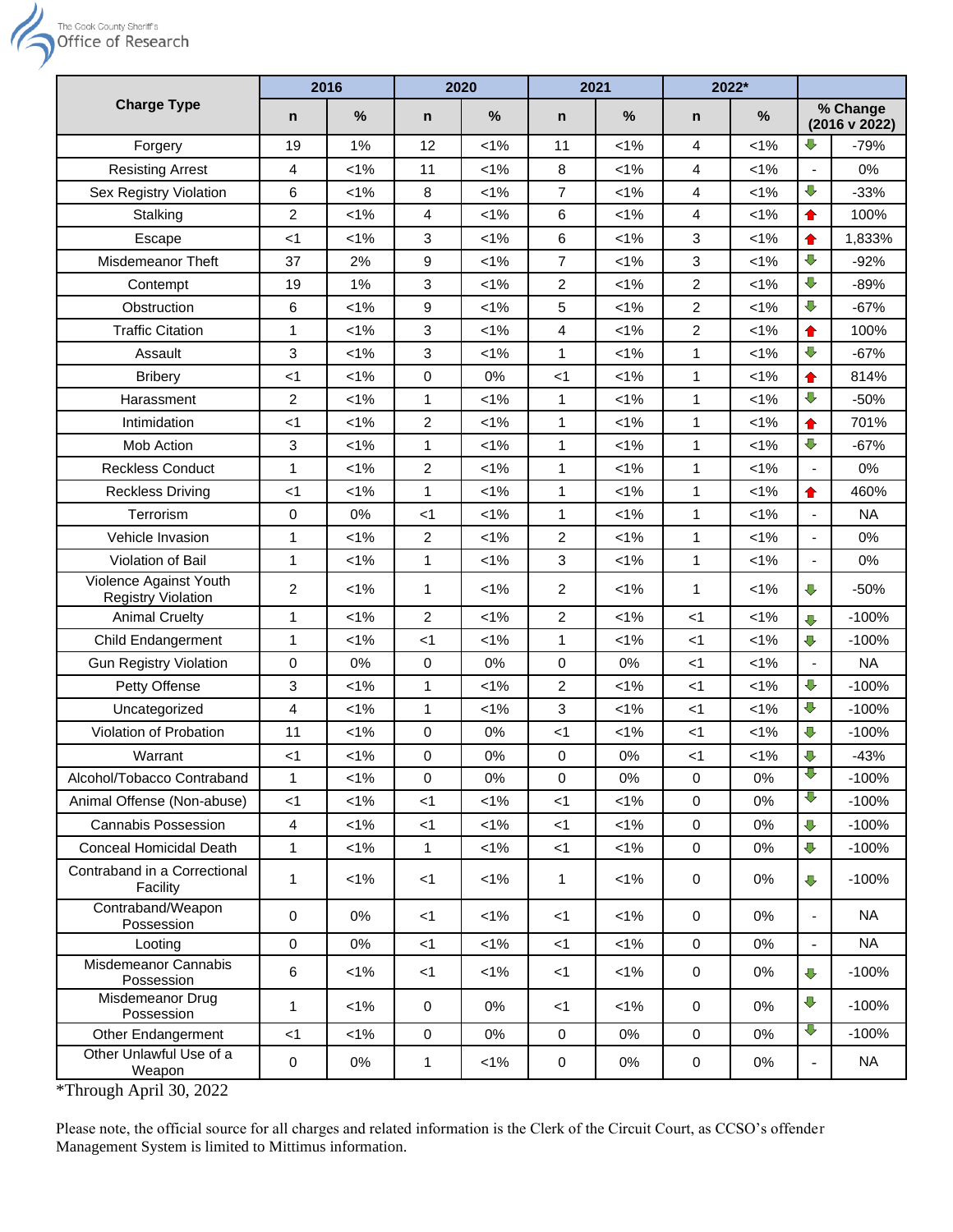| Charge Type | 2016 | | 2020 | | 2021 | | 2022* | | % Change (2016 v 2022) | |
|---|---|---|---|---|---|---|---|---|---|---|
| | n | % | n | % | n | % | n | % | | |
| Forgery | 19 | 1% | 12 | <1% | 11 | <1% | 4 | <1% | ⬇ | -79% |
| Resisting Arrest | 4 | <1% | 11 | <1% | 8 | <1% | 4 | <1% | - | 0% |
| Sex Registry Violation | 6 | <1% | 8 | <1% | 7 | <1% | 4 | <1% | ⬇ | -33% |
| Stalking | 2 | <1% | 4 | <1% | 6 | <1% | 4 | <1% | ⬆ | 100% |
| Escape | <1 | <1% | 3 | <1% | 6 | <1% | 3 | <1% | ⬆ | 1,833% |
| Misdemeanor Theft | 37 | 2% | 9 | <1% | 7 | <1% | 3 | <1% | ⬇ | -92% |
| Contempt | 19 | 1% | 3 | <1% | 2 | <1% | 2 | <1% | ⬇ | -89% |
| Obstruction | 6 | <1% | 9 | <1% | 5 | <1% | 2 | <1% | ⬇ | -67% |
| Traffic Citation | 1 | <1% | 3 | <1% | 4 | <1% | 2 | <1% | ⬆ | 100% |
| Assault | 3 | <1% | 3 | <1% | 1 | <1% | 1 | <1% | ⬇ | -67% |
| Bribery | <1 | <1% | 0 | 0% | <1 | <1% | 1 | <1% | ⬆ | 814% |
| Harassment | 2 | <1% | 1 | <1% | 1 | <1% | 1 | <1% | ⬇ | -50% |
| Intimidation | <1 | <1% | 2 | <1% | 1 | <1% | 1 | <1% | ⬆ | 701% |
| Mob Action | 3 | <1% | 1 | <1% | 1 | <1% | 1 | <1% | ⬇ | -67% |
| Reckless Conduct | 1 | <1% | 2 | <1% | 1 | <1% | 1 | <1% | - | 0% |
| Reckless Driving | <1 | <1% | 1 | <1% | 1 | <1% | 1 | <1% | ⬆ | 460% |
| Terrorism | 0 | 0% | <1 | <1% | 1 | <1% | 1 | <1% | - | NA |
| Vehicle Invasion | 1 | <1% | 2 | <1% | 2 | <1% | 1 | <1% | - | 0% |
| Violation of Bail | 1 | <1% | 1 | <1% | 3 | <1% | 1 | <1% | - | 0% |
| Violence Against Youth Registry Violation | 2 | <1% | 1 | <1% | 2 | <1% | 1 | <1% | ⬇ | -50% |
| Animal Cruelty | 1 | <1% | 2 | <1% | 2 | <1% | <1 | <1% | ⬇ | -100% |
| Child Endangerment | 1 | <1% | <1 | <1% | 1 | <1% | <1 | <1% | ⬇ | -100% |
| Gun Registry Violation | 0 | 0% | 0 | 0% | 0 | 0% | <1 | <1% | - | NA |
| Petty Offense | 3 | <1% | 1 | <1% | 2 | <1% | <1 | <1% | ⬇ | -100% |
| Uncategorized | 4 | <1% | 1 | <1% | 3 | <1% | <1 | <1% | ⬇ | -100% |
| Violation of Probation | 11 | <1% | 0 | 0% | <1 | <1% | <1 | <1% | ⬇ | -100% |
| Warrant | <1 | <1% | 0 | 0% | 0 | 0% | <1 | <1% | ⬇ | -43% |
| Alcohol/Tobacco Contraband | 1 | <1% | 0 | 0% | 0 | 0% | 0 | 0% | ⬇ | -100% |
| Animal Offense (Non-abuse) | <1 | <1% | <1 | <1% | <1 | <1% | 0 | 0% | ⬇ | -100% |
| Cannabis Possession | 4 | <1% | <1 | <1% | <1 | <1% | 0 | 0% | ⬇ | -100% |
| Conceal Homicidal Death | 1 | <1% | 1 | <1% | <1 | <1% | 0 | 0% | ⬇ | -100% |
| Contraband in a Correctional Facility | 1 | <1% | <1 | <1% | 1 | <1% | 0 | 0% | ⬇ | -100% |
| Contraband/Weapon Possession | 0 | 0% | <1 | <1% | <1 | <1% | 0 | 0% | - | NA |
| Looting | 0 | 0% | <1 | <1% | <1 | <1% | 0 | 0% | - | NA |
| Misdemeanor Cannabis Possession | 6 | <1% | <1 | <1% | <1 | <1% | 0 | 0% | ⬇ | -100% |
| Misdemeanor Drug Possession | 1 | <1% | 0 | 0% | <1 | <1% | 0 | 0% | ⬇ | -100% |
| Other Endangerment | <1 | <1% | 0 | 0% | 0 | 0% | 0 | 0% | ⬇ | -100% |
| Other Unlawful Use of a Weapon | 0 | 0% | 1 | <1% | 0 | 0% | 0 | 0% | - | NA |

*Through April 30, 2022

Please note, the official source for all charges and related information is the Clerk of the Circuit Court, as CCSO's offender Management System is limited to Mittimus information.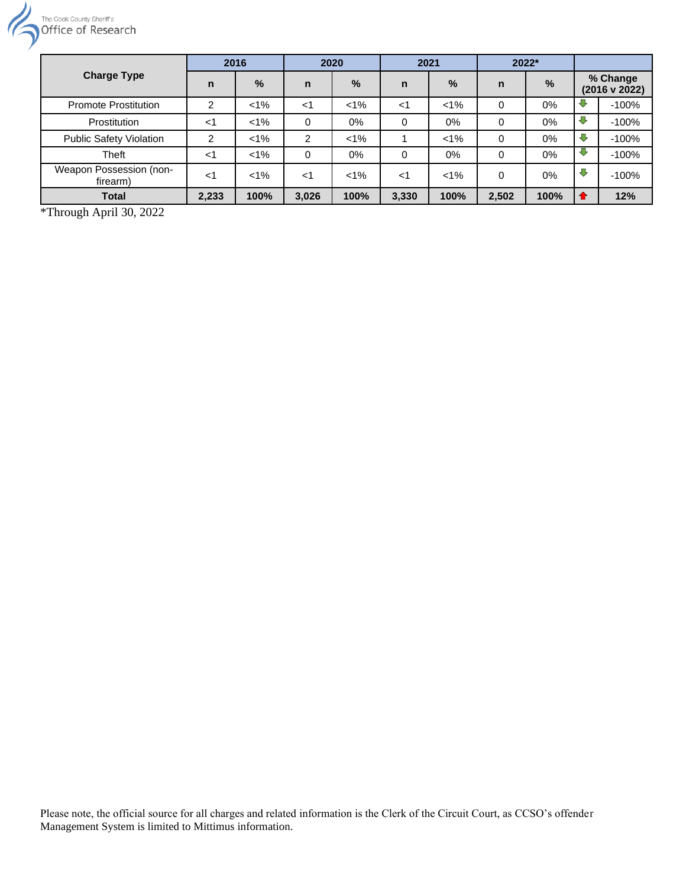| Charge Type | 2016 | | 2020 | | 2021 | | 2022* | | | |
|---|---|---|---|---|---|---|---|---|---|---|
| | n | % | n | % | n | % | n | % | % Change (2016 v 2022) | |
| Promote Prostitution | 2 | <1% | <1 | <1% | <1 | <1% | 0 | 0% | ⬇ | -100% |
| Prostitution | <1 | <1% | 0 | 0% | 0 | 0% | 0 | 0% | ⬇ | -100% |
| Public Safety Violation | 2 | <1% | 2 | <1% | 1 | <1% | 0 | 0% | ⬇ | -100% |
| Theft | <1 | <1% | 0 | 0% | 0 | 0% | 0 | 0% | ⬇ | -100% |
| Weapon Possession (non-firearm) | <1 | <1% | <1 | <1% | <1 | <1% | 0 | 0% | ⬇ | -100% |
| **Total** | **2,233** | **100%** | **3,026** | **100%** | **3,330** | **100%** | **2,502** | **100%** | ⬆ | **12%** |

*Through April 30, 2022

Please note, the official source for all charges and related information is the Clerk of the Circuit Court, as CCSO's offender Management System is limited to Mittimus information.